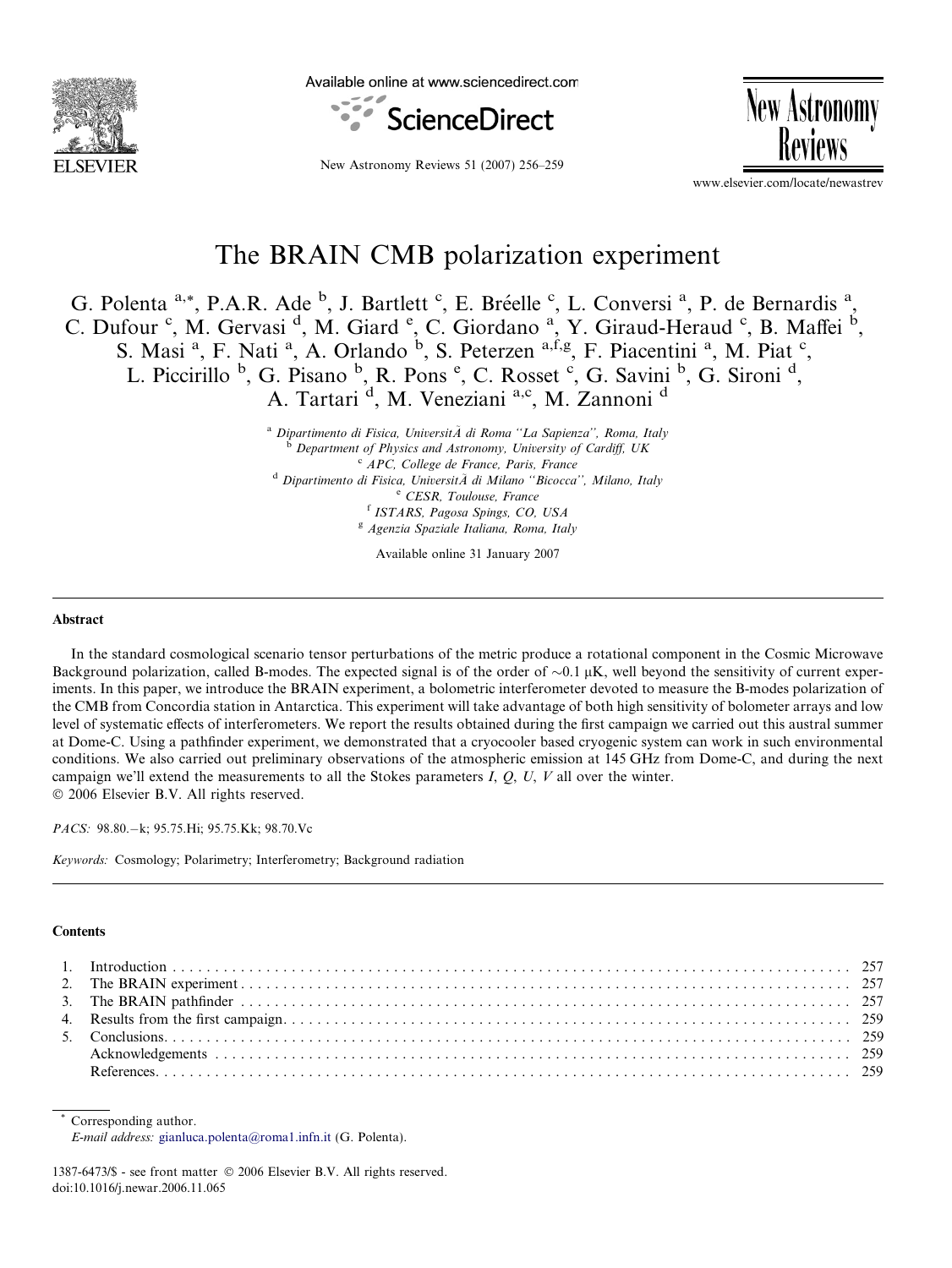# The BRAIN CMB polarization experiment

G. Polenta [a,*], P.A.R. Ade [b], J. Bartlett [c], E. Bréelle [c], L. Conversi [a], P. de Bernardis [a], C. Dufour [c], M. Gervasi [d], M. Giard [e], C. Giordano [a], Y. Giraud-Heraud [c], B. Maffei [b], S. Masi [a], F. Nati [a], A. Orlando [b], S. Peterzen [a,f,g], F. Piacentini [a], M. Piat [c], L. Piccirillo [b], G. Pisano [b], R. Pons [e], C. Rosset [c], G. Savini [b], G. Sironi [d], A. Tartari [d], M. Veneziani [a,c], M. Zannoni [d]

[a] *Dipartimento di Fisica, UniversitÃ di Roma "La Sapienza", Roma, Italy*
[b] *Department of Physics and Astronomy, University of Cardiff, UK*
[c] *APC, College de France, Paris, France*
[d] *Dipartimento di Fisica, UniversitÃ di Milano "Bicocca", Milano, Italy*
[e] *CESR, Toulouse, France*
[f] *ISTARS, Pagosa Spings, CO, USA*
[g] *Agenzia Spaziale Italiana, Roma, Italy*

Available online 31 January 2007

## Abstract

In the standard cosmological scenario tensor perturbations of the metric produce a rotational component in the Cosmic Microwave Background polarization, called B-modes. The expected signal is of the order of ~0.1 μK, well beyond the sensitivity of current experiments. In this paper, we introduce the BRAIN experiment, a bolometric interferometer devoted to measure the B-modes polarization of the CMB from Concordia station in Antarctica. This experiment will take advantage of both high sensitivity of bolometer arrays and low level of systematic effects of interferometers. We report the results obtained during the first campaign we carried out this austral summer at Dome-C. Using a pathfinder experiment, we demonstrated that a cryocooler based cryogenic system can work in such environmental conditions. We also carried out preliminary observations of the atmospheric emission at 145 GHz from Dome-C, and during the next campaign we'll extend the measurements to all the Stokes parameters $I$, $Q$, $U$, $V$ all over the winter.
© 2006 Elsevier B.V. All rights reserved.

*PACS:* 98.80.−k; 95.75.Hi; 95.75.Kk; 98.70.Vc

*Keywords:* Cosmology; Polarimetry; Interferometry; Background radiation

## Contents

1. Introduction . . . 257
2. The BRAIN experiment . . . 257
3. The BRAIN pathfinder . . . 257
4. Results from the first campaign . . . 259
5. Conclusions . . . 259
Acknowledgements . . . 259
References . . . 259

* Corresponding author.
*E-mail address:* gianluca.polenta@roma1.infn.it (G. Polenta).

1387-6473/$ - see front matter © 2006 Elsevier B.V. All rights reserved.
doi:10.1016/j.newar.2006.11.065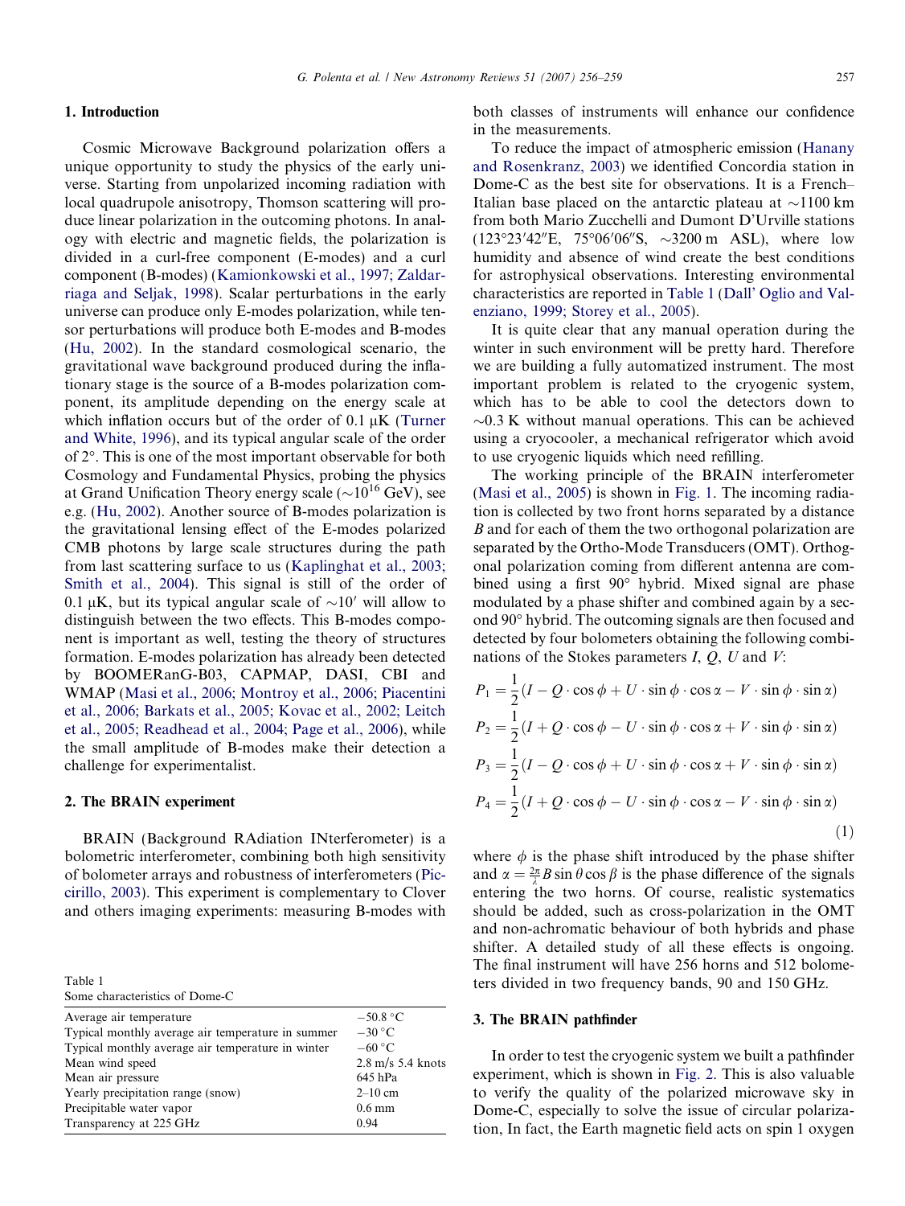## 1. Introduction

Cosmic Microwave Background polarization offers a unique opportunity to study the physics of the early universe. Starting from unpolarized incoming radiation with local quadrupole anisotropy, Thomson scattering will produce linear polarization in the outcoming photons. In analogy with electric and magnetic fields, the polarization is divided in a curl-free component (E-modes) and a curl component (B-modes) (Kamionkowski et al., 1997; Zaldarriaga and Seljak, 1998). Scalar perturbations in the early universe can produce only E-modes polarization, while tensor perturbations will produce both E-modes and B-modes (Hu, 2002). In the standard cosmological scenario, the gravitational wave background produced during the inflationary stage is the source of a B-modes polarization component, its amplitude depending on the energy scale at which inflation occurs but of the order of 0.1 μK (Turner and White, 1996), and its typical angular scale of the order of 2°. This is one of the most important observable for both Cosmology and Fundamental Physics, probing the physics at Grand Unification Theory energy scale ($\sim 10^{16}$ GeV), see e.g. (Hu, 2002). Another source of B-modes polarization is the gravitational lensing effect of the E-modes polarized CMB photons by large scale structures during the path from last scattering surface to us (Kaplinghat et al., 2003; Smith et al., 2004). This signal is still of the order of 0.1 μK, but its typical angular scale of $\sim 10'$ will allow to distinguish between the two effects. This B-modes component is important as well, testing the theory of structures formation. E-modes polarization has already been detected by BOOMERanG-B03, CAPMAP, DASI, CBI and WMAP (Masi et al., 2006; Montroy et al., 2006; Piacentini et al., 2006; Barkats et al., 2005; Kovac et al., 2002; Leitch et al., 2005; Readhead et al., 2004; Page et al., 2006), while the small amplitude of B-modes make their detection a challenge for experimentalist.

## 2. The BRAIN experiment

BRAIN (Background RAdiation INterferometer) is a bolometric interferometer, combining both high sensitivity of bolometer arrays and robustness of interferometers (Piccirillo, 2003). This experiment is complementary to Clover and others imaging experiments: measuring B-modes with both classes of instruments will enhance our confidence in the measurements.

To reduce the impact of atmospheric emission (Hanany and Rosenkranz, 2003) we identified Concordia station in Dome-C as the best site for observations. It is a French–Italian base placed on the antarctic plateau at ~1100 km from both Mario Zucchelli and Dumont D'Urville stations (123°23′42″E, 75°06′06″S, ~3200 m ASL), where low humidity and absence of wind create the best conditions for astrophysical observations. Interesting environmental characteristics are reported in Table 1 (Dall' Oglio and Valenziano, 1999; Storey et al., 2005).

Table 1
Some characteristics of Dome-C

| | |
|---|---|
| Average air temperature | −50.8 °C |
| Typical monthly average air temperature in summer | −30 °C |
| Typical monthly average air temperature in winter | −60 °C |
| Mean wind speed | 2.8 m/s 5.4 knots |
| Mean air pressure | 645 hPa |
| Yearly precipitation range (snow) | 2–10 cm |
| Precipitable water vapor | 0.6 mm |
| Transparency at 225 GHz | 0.94 |

It is quite clear that any manual operation during the winter in such environment will be pretty hard. Therefore we are building a fully automatized instrument. The most important problem is related to the cryogenic system, which has to be able to cool the detectors down to ~0.3 K without manual operations. This can be achieved using a cryocooler, a mechanical refrigerator which avoid to use cryogenic liquids which need refilling.

The working principle of the BRAIN interferometer (Masi et al., 2005) is shown in Fig. 1. The incoming radiation is collected by two front horns separated by a distance $B$ and for each of them the two orthogonal polarization are separated by the Ortho-Mode Transducers (OMT). Orthogonal polarization coming from different antenna are combined using a first 90° hybrid. Mixed signal are phase modulated by a phase shifter and combined again by a second 90° hybrid. The outcoming signals are then focused and detected by four bolometers obtaining the following combinations of the Stokes parameters $I$, $Q$, $U$ and $V$:

$$
\begin{aligned}
P_1 &= \frac{1}{2}(I - Q\cdot\cos\phi + U\cdot\sin\phi\cdot\cos\alpha - V\cdot\sin\phi\cdot\sin\alpha)\\
P_2 &= \frac{1}{2}(I + Q\cdot\cos\phi - U\cdot\sin\phi\cdot\cos\alpha + V\cdot\sin\phi\cdot\sin\alpha)\\
P_3 &= \frac{1}{2}(I - Q\cdot\cos\phi + U\cdot\sin\phi\cdot\cos\alpha + V\cdot\sin\phi\cdot\sin\alpha)\\
P_4 &= \frac{1}{2}(I + Q\cdot\cos\phi - U\cdot\sin\phi\cdot\cos\alpha - V\cdot\sin\phi\cdot\sin\alpha)
\end{aligned}
\tag{1}
$$

where $\phi$ is the phase shift introduced by the phase shifter and $\alpha = \frac{2\pi}{\lambda}B\sin\theta\cos\beta$ is the phase difference of the signals entering the two horns. Of course, realistic systematics should be added, such as cross-polarization in the OMT and non-achromatic behaviour of both hybrids and phase shifter. A detailed study of all these effects is ongoing. The final instrument will have 256 horns and 512 bolometers divided in two frequency bands, 90 and 150 GHz.

## 3. The BRAIN pathfinder

In order to test the cryogenic system we built a pathfinder experiment, which is shown in Fig. 2. This is also valuable to verify the quality of the polarized microwave sky in Dome-C, especially to solve the issue of circular polarization, In fact, the Earth magnetic field acts on spin 1 oxygen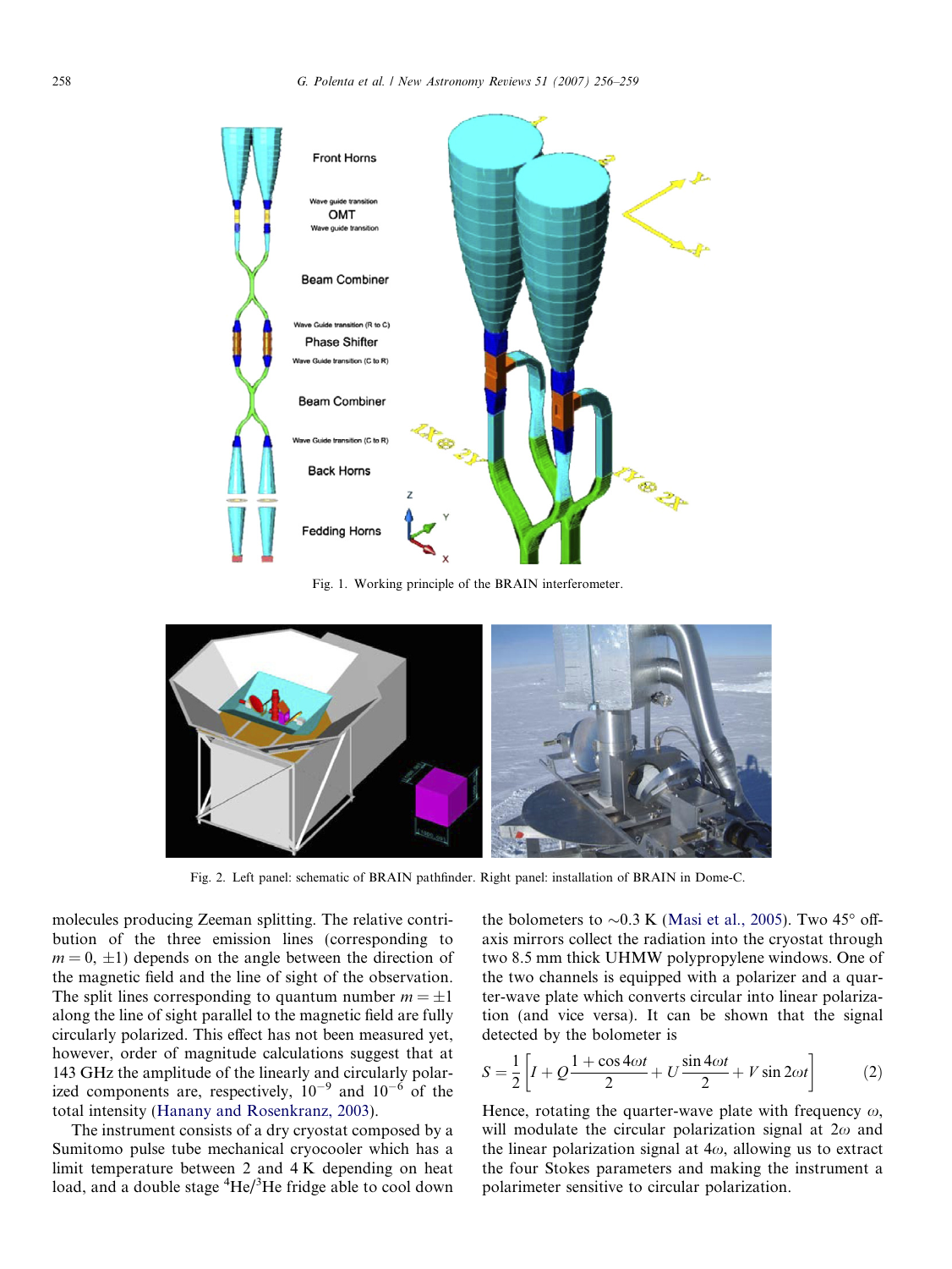Fig. 1. Working principle of the BRAIN interferometer.

Fig. 2. Left panel: schematic of BRAIN pathfinder. Right panel: installation of BRAIN in Dome-C.

molecules producing Zeeman splitting. The relative contribution of the three emission lines (corresponding to $m = 0, \pm 1$) depends on the angle between the direction of the magnetic field and the line of sight of the observation. The split lines corresponding to quantum number $m = \pm 1$ along the line of sight parallel to the magnetic field are fully circularly polarized. This effect has not been measured yet, however, order of magnitude calculations suggest that at 143 GHz the amplitude of the linearly and circularly polarized components are, respectively, $10^{-9}$ and $10^{-6}$ of the total intensity (Hanany and Rosenkranz, 2003).

The instrument consists of a dry cryostat composed by a Sumitomo pulse tube mechanical cryocooler which has a limit temperature between 2 and 4 K depending on heat load, and a double stage $^4$He/$^3$He fridge able to cool down the bolometers to $\sim$0.3 K (Masi et al., 2005). Two 45° off-axis mirrors collect the radiation into the cryostat through two 8.5 mm thick UHMW polypropylene windows. One of the two channels is equipped with a polarizer and a quarter-wave plate which converts circular into linear polarization (and vice versa). It can be shown that the signal detected by the bolometer is

$$S = \frac{1}{2}\left[I + Q\frac{1+\cos 4\omega t}{2} + U\frac{\sin 4\omega t}{2} + V\sin 2\omega t\right] \tag{2}$$

Hence, rotating the quarter-wave plate with frequency $\omega$, will modulate the circular polarization signal at $2\omega$ and the linear polarization signal at $4\omega$, allowing us to extract the four Stokes parameters and making the instrument a polarimeter sensitive to circular polarization.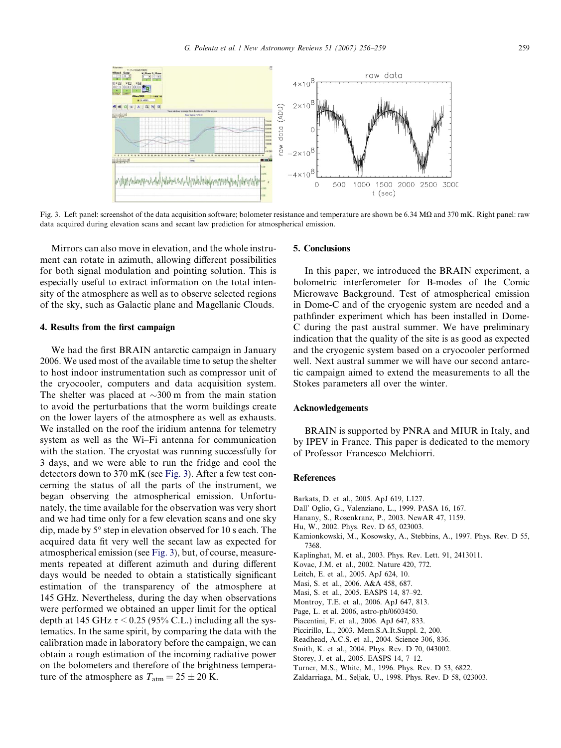raw data

$4\times10^8$

$2\times10^8$

0

$-2\times10^8$

$-4\times10^8$

raw data (ADU)

0 500 1000 1500 2000 2500 3000

t (sec)

Fig. 3. Left panel: screenshot of the data acquisition software; bolometer resistance and temperature are shown be 6.34 MΩ and 370 mK. Right panel: raw data acquired during elevation scans and secant law prediction for atmospherical emission.

Mirrors can also move in elevation, and the whole instrument can rotate in azimuth, allowing different possibilities for both signal modulation and pointing solution. This is especially useful to extract information on the total intensity of the atmosphere as well as to observe selected regions of the sky, such as Galactic plane and Magellanic Clouds.

## 4. Results from the first campaign

We had the first BRAIN antarctic campaign in January 2006. We used most of the available time to setup the shelter to host indoor instrumentation such as compressor unit of the cryocooler, computers and data acquisition system. The shelter was placed at ~300 m from the main station to avoid the perturbations that the worm buildings create on the lower layers of the atmosphere as well as exhausts. We installed on the roof the iridium antenna for telemetry system as well as the Wi–Fi antenna for communication with the station. The cryostat was running successfully for 3 days, and we were able to run the fridge and cool the detectors down to 370 mK (see Fig. 3). After a few test concerning the status of all the parts of the instrument, we began observing the atmospherical emission. Unfortunately, the time available for the observation was very short and we had time only for a few elevation scans and one sky dip, made by 5° step in elevation observed for 10 s each. The acquired data fit very well the secant law as expected for atmospherical emission (see Fig. 3), but, of course, measurements repeated at different azimuth and during different days would be needed to obtain a statistically significant estimation of the transparency of the atmosphere at 145 GHz. Nevertheless, during the day when observations were performed we obtained an upper limit for the optical depth at 145 GHz $\tau < 0.25$ (95% C.L.) including all the systematics. In the same spirit, by comparing the data with the calibration made in laboratory before the campaign, we can obtain a rough estimation of the incoming radiative power on the bolometers and therefore of the brightness temperature of the atmosphere as $T_{\rm atm} = 25 \pm 20$ K.

## 5. Conclusions

In this paper, we introduced the BRAIN experiment, a bolometric interferometer for B-modes of the Comic Microwave Background. Test of atmospherical emission in Dome-C and of the cryogenic system are needed and a pathfinder experiment which has been installed in Dome-C during the past austral summer. We have preliminary indication that the quality of the site is as good as expected and the cryogenic system based on a cryocooler performed well. Next austral summer we will have our second antarctic campaign aimed to extend the measurements to all the Stokes parameters all over the winter.

## Acknowledgements

BRAIN is supported by PNRA and MIUR in Italy, and by IPEV in France. This paper is dedicated to the memory of Professor Francesco Melchiorri.

## References

Barkats, D. et al., 2005. ApJ 619, L127.
Dall' Oglio, G., Valenziano, L., 1999. PASA 16, 167.
Hanany, S., Rosenkranz, P., 2003. NewAR 47, 1159.
Hu, W., 2002. Phys. Rev. D 65, 023003.
Kamionkowski, M., Kosowsky, A., Stebbins, A., 1997. Phys. Rev. D 55, 7368.
Kaplinghat, M. et al., 2003. Phys. Rev. Lett. 91, 2413011.
Kovac, J.M. et al., 2002. Nature 420, 772.
Leitch, E. et al., 2005. ApJ 624, 10.
Masi, S. et al., 2006. A&A 458, 687.
Masi, S. et al., 2005. EASPS 14, 87–92.
Montroy, T.E. et al., 2006. ApJ 647, 813.
Page, L. et al. 2006, astro-ph/0603450.
Piacentini, F. et al., 2006. ApJ 647, 833.
Piccirillo, L., 2003. Mem.S.A.It.Suppl. 2, 200.
Readhead, A.C.S. et al., 2004. Science 306, 836.
Smith, K. et al., 2004. Phys. Rev. D 70, 043002.
Storey, J. et al., 2005. EASPS 14, 7–12.
Turner, M.S., White, M., 1996. Phys. Rev. D 53, 6822.
Zaldarriaga, M., Seljak, U., 1998. Phys. Rev. D 58, 023003.